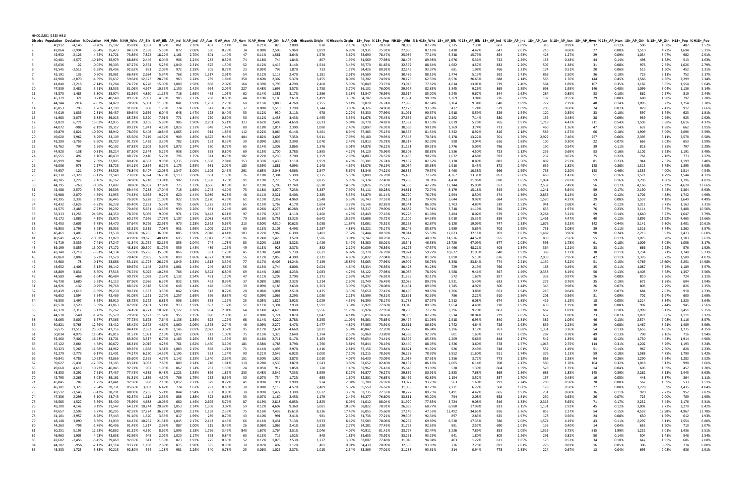HH001M01 (135S.HB1)

| District | Population | Deviation | % Deviation | NH_Wht | % NH_Wht | AP_Blk | % AP_Blk | AP_Ind | % AP_Ind | AP_Asn | % AP_Asn | AP_Hwn | % AP_Hwn | AP_Oth | % AP_Oth | Hispanic Origin | % Hispanic Origin | 18+_Pop | % 18+_Pop | NH18+_Wht | % NH18+_Wht | 18+_AP_Blk | % 18+_AP_Blk | 18+_AP_Ind | % 18+_AP_Ind | 18+_AP_Asn | % 18+_AP_Asn | 18+_AP_Hwn | % 18+_AP_Hwn | 18+_AP_Oth | % 18+_AP_Oth | H18+_Pop | % H18+_Pop |
|---|---|---|---|---|---|---|---|---|---|---|---|---|---|---|---|---|---|---|---|---|---|---|---|---|---|---|---|---|---|---|---|---|---|
| 1 | 40,912 | -4,146 | -9.20% | 35,107 | 85.81% | 3,507 | 8.57% | 861 | 2.10% | 467 | 1.14% | 84 | 0.21% | 820 | 2.00% | 870 | 2.13% | 31,977 | 78.16% | 28,069 | 87.78% | 2,335 | 7.30% | 667 | 2.09% | 316 | 0.99% | 37 | 0.12% | 506 | 1.58% | 487 | 1.52% |
| 2 | 42,064 | -2,994 | -6.64% | 35,473 | 84.33% | 2,338 | 5.56% | 877 | 2.08% | 330 | 0.78% | 34 | 0.08% | 2,506 | 5.96% | 2,899 | 6.89% | 31,931 | 75.91% | 27,830 | 87.16% | 1,410 | 4.42% | 647 | 2.03% | 216 | 0.68% | 27 | 0.09% | 1,510 | 4.73% | 1,694 | 5.31% |
| 3 | 42,932 | -2,126 | -4.72% | 31,721 | 73.89% | 7,822 | 18.22% | 1,161 | 2.70% | 601 | 1.40% | 47 | 0.11% | 1,561 | 3.64% | 1,576 | 3.67% | 33,690 | 78.47% | 25,987 | 77.14% | 5,318 | 15.79% | 854 | 2.53% | 428 | 1.27% | 29 | 0.09% | 1,034 | 3.07% | 982 | 2.91% |
| 4 | 40,481 | -4,577 | -10.16% | 35,979 | 88.88% | 2,446 | 6.04% | 906 | 2.24% | 232 | 0.57% | 74 | 0.18% | 744 | 1.84% | 807 | 1.99% | 31,569 | 77.98% | 28,406 | 89.98% | 1,676 | 5.31% | 722 | 2.29% | 153 | 0.48% | 44 | 0.14% | 498 | 1.58% | 513 | 1.63% |
| 5 | 45,036 | -22 | -0.05% | 39,303 | 87.27% | 2,354 | 5.23% | 1,040 | 2.31% | 675 | 1.50% | 52 | 0.12% | 1,416 | 3.14% | 1,544 | 3.43% | 36,770 | 81.65% | 32,592 | 88.64% | 1,682 | 4.57% | 832 | 2.26% | 507 | 1.38% | 31 | 0.08% | 976 | 2.65% | 1,026 | 2.79% |
| 6 | 42,545 | -2,513 | -5.58% | 39,406 | 92.62% | 891 | 2.09% | 972 | 2.28% | 305 | 0.72% | 23 | 0.05% | 795 | 1.87% | 733 | 1.72% | 34,426 | 80.92% | 32,145 | 93.37% | 681 | 1.98% | 766 | 2.23% | 174 | 0.51% | 20 | 0.06% | 515 | 1.50% | 452 | 1.31% |
| 7 | 45,191 | 133 | 0.30% | 39,081 | 86.48% | 2,684 | 5.94% | 768 | 1.70% | 1,317 | 2.91% | 54 | 0.12% | 1,117 | 2.47% | 1,181 | 2.61% | 34,589 | 76.54% | 30,489 | 88.15% | 1,774 | 5.13% | 592 | 1.71% | 863 | 2.50% | 36 | 0.10% | 729 | 2.11% | 752 | 2.17% |
| 8 | 42,988 | -2,070 | -4.59% | 25,637 | 59.64% | 12,373 | 28.78% | 963 | 2.24% | 789 | 1.84% | 258 | 0.60% | 2,307 | 5.37% | 3,455 | 8.04% | 32,202 | 74.91% | 20,126 | 62.50% | 8,576 | 26.63% | 688 | 2.14% | 566 | 1.76% | 144 | 0.45% | 1,566 | 4.86% | 2,299 | 7.14% |
| 9 | 41,840 | -3,218 | -7.14% | 31,284 | 74.77% | 6,278 | 15.00% | 1,080 | 2.58% | 868 | 2.07% | 164 | 0.39% | 1,796 | 4.29% | 2,468 | 5.90% | 30,849 | 73.73% | 23,945 | 77.62% | 4,014 | 13.01% | 739 | 2.40% | 584 | 1.89% | 107 | 0.35% | 1,187 | 3.85% | 1,554 | 5.04% |
| 10 | 47,539 | 2,481 | 5.51% | 38,535 | 81.06% | 4,927 | 10.36% | 1,150 | 2.42% | 994 | 2.09% | 227 | 0.48% | 1,695 | 3.57% | 1,758 | 3.70% | 36,131 | 76.00% | 29,927 | 82.83% | 3,345 | 9.26% | 865 | 2.39% | 698 | 1.93% | 146 | 0.40% | 1,099 | 3.04% | 1,136 | 3.14% |
| 11 | 43,573 | -1,485 | -3.30% | 35,974 | 82.56% | 4,850 | 11.13% | 718 | 1.65% | 458 | 1.05% | 62 | 0.14% | 1,381 | 3.17% | 1,386 | 3.18% | 33,547 | 76.99% | 28,514 | 85.00% | 3,245 | 9.67% | 544 | 1.62% | 284 | 0.85% | 33 | 0.10% | 862 | 2.57% | 819 | 2.44% |
| 12 | 45,379 | 321 | 0.71% | 40,548 | 89.35% | 2,057 | 4.53% | 985 | 2.17% | 288 | 0.63% | 44 | 0.10% | 1,185 | 2.61% | 1,499 | 3.30% | 34,787 | 76.66% | 31,654 | 90.99% | 1,362 | 3.94% | 726 | 2.09% | 192 | 0.55% | 29 | 0.08% | 688 | 1.98% | 792 | 2.28% |
| 13 | 44,144 | -914 | -2.03% | 34,829 | 78.90% | 5,001 | 11.33% | 841 | 1.91% | 1,207 | 2.73% | 68 | 0.15% | 1,880 | 4.26% | 2,255 | 5.11% | 33,878 | 76.74% | 27,998 | 82.64% | 3,164 | 9.34% | 640 | 1.89% | 777 | 2.29% | 48 | 0.14% | 1,095 | 3.23% | 1,254 | 3.70% |
| 14 | 45,853 | 795 | 1.76% | 42,109 | 91.83% | 808 | 1.76% | 774 | 1.69% | 347 | 0.76% | 37 | 0.08% | 1,510 | 3.29% | 1,744 | 3.80% | 34,326 | 74.86% | 32,123 | 93.58% | 427 | 1.24% | 579 | 1.69% | 206 | 0.60% | 24 | 0.07% | 829 | 2.42% | 912 | 2.66% |
| 15 | 44,019 | -1,039 | -2.31% | 39,457 | 89.64% | 2,659 | 6.04% | 648 | 1.47% | 178 | 0.40% | 53 | 0.12% | 930 | 2.11% | 978 | 2.22% | 34,330 | 77.99% | 31,091 | 90.57% | 1,918 | 5.59% | 529 | 1.54% | 120 | 0.35% | 33 | 0.10% | 597 | 1.74% | 623 | 1.81% |
| 16 | 41,983 | -3,075 | -6.82% | 36,015 | 85.78% | 3,320 | 7.91% | 771 | 1.84% | 250 | 0.60% | 50 | 0.12% | 1,438 | 3.43% | 1,495 | 3.56% | 31,678 | 75.45% | 27,659 | 87.31% | 2,262 | 7.14% | 580 | 1.83% | 152 | 0.48% | 28 | 0.09% | 939 | 2.96% | 925 | 2.92% |
| 17 | 51,829 | 6,771 | 15.03% | 42,035 | 81.10% | 3,105 | 5.99% | 986 | 1.90% | 2,701 | 5.21% | 323 | 0.62% | 2,409 | 4.65% | 2,613 | 5.04% | 38,778 | 74.82% | 32,392 | 83.53% | 2,039 | 5.26% | 765 | 1.97% | 1,718 | 4.43% | 211 | 0.54% | 1,503 | 3.88% | 1,616 | 4.17% |
| 18 | 44,072 | -986 | -2.19% | 39,317 | 89.21% | 1,841 | 4.18% | 1,026 | 2.33% | 648 | 1.47% | 80 | 0.18% | 1,014 | 2.30% | 1,080 | 2.45% | 33,897 | 76.91% | 30,569 | 90.18% | 1,269 | 3.74% | 773 | 2.28% | 460 | 1.36% | 47 | 0.14% | 637 | 1.88% | 662 | 1.95% |
| 19 | 49,879 | 4,821 | 10.70% | 38,942 | 78.07% | 5,408 | 10.84% | 1,065 | 2.14% | 914 | 1.83% | 112 | 0.22% | 3,064 | 6.14% | 3,461 | 6.94% | 37,485 | 75.15% | 30,565 | 81.54% | 3,342 | 8.92% | 816 | 2.18% | 589 | 1.57% | 66 | 0.18% | 1,909 | 5.09% | 2,096 | 5.59% |
| 20 | 49,020 | 3,962 | 8.79% | 32,109 | 65.50% | 7,119 | 14.52% | 909 | 1.85% | 4,625 | 9.43% | 404 | 0.82% | 3,605 | 7.35% | 3,911 | 7.98% | 39,180 | 79.93% | 27,548 | 70.31% | 5,178 | 13.22% | 701 | 1.79% | 2,922 | 7.46% | 257 | 0.66% | 2,395 | 6.11% | 2,578 | 6.58% |
| 21 | 43,299 | -1,759 | -3.90% | 39,727 | 91.75% | 1,428 | 3.30% | 782 | 1.81% | 153 | 0.35% | 39 | 0.09% | 1,035 | 2.39% | 1,070 | 2.47% | 32,813 | 75.78% | 30,317 | 92.39% | 998 | 3.04% | 616 | 1.88% | 100 | 0.30% | 22 | 0.07% | 665 | 2.03% | 653 | 1.99% |
| 22 | 45,762 | 704 | 1.56% | 40,192 | 87.83% | 2,602 | 5.69% | 1,073 | 2.34% | 330 | 0.72% | 65 | 0.14% | 1,308 | 2.86% | 1,376 | 3.01% | 34,878 | 76.22% | 31,151 | 89.31% | 1,776 | 5.09% | 796 | 2.28% | 190 | 0.54% | 39 | 0.11% | 818 | 2.35% | 797 | 2.29% |
| 23 | 44,920 | -138 | -0.31% | 39,214 | 87.30% | 2,344 | 5.22% | 938 | 2.09% | 358 | 0.80% | 69 | 0.15% | 1,700 | 3.78% | 1,895 | 4.22% | 34,120 | 75.96% | 30,308 | 88.83% | 1,536 | 4.50% | 723 | 2.12% | 236 | 0.69% | 53 | 0.16% | 1,102 | 3.23% | 1,191 | 3.49% |
| 24 | 45,555 | 497 | 1.10% | 40,439 | 88.77% | 2,410 | 5.29% | 796 | 1.75% | 341 | 0.75% | 102 | 0.22% | 1,230 | 2.70% | 1,359 | 2.98% | 34,883 | 76.57% | 31,485 | 90.26% | 1,632 | 4.68% | 592 | 1.70% | 232 | 0.67% | 75 | 0.22% | 761 | 2.18% | 773 | 2.22% |
| 25 | 45,999 | 941 | 2.09% | 37,005 | 80.45% | 4,582 | 9.96% | 1,235 | 2.68% | 1,308 | 2.84% | 153 | 0.33% | 1,430 | 3.11% | 1,959 | 4.26% | 35,301 | 76.74% | 29,182 | 82.67% | 3,138 | 8.89% | 881 | 2.50% | 892 | 2.53% | 81 | 0.23% | 944 | 2.67% | 1,199 | 3.40% |
| 26 | 46,036 | 978 | 2.17% | 38,723 | 84.11% | 2,864 | 6.22% | 1,173 | 2.55% | 931 | 2.02% | 180 | 0.39% | 1,881 | 4.09% | 2,148 | 4.67% | 35,076 | 76.19% | 30,054 | 85.68% | 1,910 | 5.45% | 872 | 2.49% | 639 | 1.82% | 128 | 0.36% | 1,315 | 3.75% | 1,395 | 3.98% |
| 27 | 44,937 | -121 | -0.27% | 34,528 | 76.84% | 5,407 | 12.03% | 1,347 | 3.00% | 1,105 | 2.46% | 291 | 0.65% | 2,048 | 4.56% | 2,547 | 5.67% | 33,346 | 74.21% | 26,532 | 79.57% | 3,460 | 10.38% | 996 | 2.99% | 735 | 2.20% | 153 | 0.46% | 1,335 | 4.00% | 1,514 | 4.54% |
| 28 | 42,730 | -2,328 | -5.17% | 31,549 | 73.83% | 6,924 | 16.20% | 1,113 | 2.60% | 661 | 1.55% | 76 | 0.18% | 2,304 | 5.39% | 2,375 | 5.56% | 32,809 | 76.78% | 25,465 | 77.62% | 4,367 | 13.31% | 852 | 2.60% | 468 | 1.43% | 51 | 0.16% | 1,571 | 4.79% | 1,544 | 4.71% |
| 29 | 48,285 | 3,227 | 7.16% | 36,167 | 74.90% | 6,718 | 13.91% | 902 | 1.87% | 1,568 | 3.25% | 91 | 0.19% | 2,775 | 5.75% | 2,875 | 5.95% | 37,374 | 77.40% | 29,268 | 78.31% | 4,470 | 11.96% | 690 | 1.85% | 1,074 | 2.87% | 59 | 0.16% | 1,793 | 4.80% | 1,796 | 4.81% |
| 30 | 44,795 | -263 | -0.58% | 17,407 | 38.86% | 16,962 | 37.87% | 775 | 1.73% | 3,666 | 8.18% | 87 | 0.19% | 5,708 | 12.74% | 6,510 | 14.53% | 33,826 | 75.51% | 14,303 | 42.28% | 12,144 | 35.90% | 552 | 1.63% | 2,532 | 7.49% | 56 | 0.17% | 4,166 | 12.32% | 4,620 | 13.66% |
| 31 | 42,488 | -2,570 | -5.70% | 29,503 | 69.44% | 7,238 | 17.04% | 716 | 1.69% | 1,742 | 4.10% | 75 | 0.18% | 3,070 | 7.23% | 3,387 | 7.97% | 34,111 | 80.28% | 24,811 | 72.74% | 5,179 | 15.18% | 545 | 1.60% | 1,241 | 3.64% | 59 | 0.17% | 2,190 | 6.42% | 2,364 | 6.93% |
| 32 | 42,988 | -2,070 | -4.59% | 31,955 | 74.33% | 3,962 | 9.22% | 620 | 1.44% | 3,989 | 9.28% | 48 | 0.11% | 2,321 | 5.40% | 2,385 | 5.55% | 34,879 | 81.14% | 26,770 | 76.75% | 2,964 | 8.50% | 474 | 1.36% | 2,835 | 8.13% | 42 | 0.12% | 1,701 | 4.88% | 1,742 | 4.99% |
| 33 | 47,395 | 2,337 | 5.19% | 36,445 | 76.90% | 5,228 | 11.03% | 922 | 1.95% | 2,270 | 4.79% | 61 | 0.13% | 2,352 | 4.96% | 2,548 | 5.38% | 36,743 | 77.53% | 29,191 | 79.45% | 3,644 | 9.92% | 684 | 1.86% | 1,570 | 4.27% | 29 | 0.08% | 1,537 | 4.18% | 1,649 | 4.49% |
| 34 | 42,432 | -2,626 | -5.83% | 36,238 | 85.40% | 2,283 | 5.38% | 705 | 1.66% | 1,328 | 3.13% | 65 | 0.15% | 1,768 | 4.17% | 1,604 | 3.78% | 35,146 | 82.83% | 30,541 | 86.90% | 1,703 | 4.85% | 539 | 1.53% | 941 | 2.68% | 41 | 0.12% | 1,311 | 3.73% | 1,163 | 3.31% |
| 35 | 41,575 | -3,483 | -7.73% | 29,292 | 70.46% | 5,651 | 13.59% | 939 | 2.26% | 931 | 2.24% | 106 | 0.26% | 4,273 | 10.28% | 4,917 | 11.83% | 33,217 | 79.90% | 24,682 | 74.31% | 3,718 | 11.19% | 740 | 2.23% | 655 | 1.97% | 76 | 0.23% | 3,114 | 9.37% | 3,488 | 10.50% |
| 36 | 56,313 | 11,255 | 24.98% | 44,350 | 78.76% | 5,069 | 9.00% | 971 | 1.72% | 3,442 | 6.11% | 97 | 0.17% | 2,313 | 4.11% | 2,400 | 4.26% | 43,449 | 77.16% | 35,228 | 81.08% | 3,484 | 8.02% | 679 | 1.56% | 2,264 | 5.21% | 59 | 0.14% | 1,640 | 3.77% | 1,647 | 3.79% |
| 37 | 43,172 | -1,886 | -4.19% | 25,975 | 60.17% | 7,676 | 17.78% | 1,107 | 2.56% | 2,081 | 4.82% | 70 | 0.16% | 5,751 | 13.32% | 6,642 | 15.39% | 32,661 | 75.72% | 21,109 | 64.58% | 5,010 | 15.33% | 839 | 2.57% | 1,461 | 4.47% | 40 | 0.12% | 3,895 | 11.92% | 4,465 | 13.66% |
| 38 | 42,453 | -2,605 | -5.78% | 24,470 | 57.64% | 9,726 | 22.91% | 970 | 2.28% | 2,392 | 5.63% | 213 | 0.50% | 4,510 | 10.62% | 5,038 | 11.87% | 32,061 | 75.52% | 20,158 | 62.87% | 6,120 | 19.09% | 747 | 2.33% | 1,676 | 5.23% | 142 | 0.44% | 3,141 | 9.80% | 3,401 | 10.61% |
| 39 | 46,853 | 1,795 | 3.98% | 39,033 | 83.31% | 3,315 | 7.08% | 931 | 1.99% | 1,009 | 2.15% | 60 | 0.13% | 2,103 | 4.49% | 2,287 | 4.88% | 35,221 | 75.17% | 30,246 | 85.87% | 1,989 | 5.65% | 702 | 1.99% | 731 | 2.08% | 39 | 0.11% | 1,316 | 3.74% | 1,362 | 3.87% |
| 40 | 46,461 | 1,403 | 3.11% | 23,538 | 50.66% | 16,765 | 36.08% | 885 | 1.90% | 2,048 | 4.41% | 103 | 0.22% | 2,969 | 6.39% | 3,401 | 7.32% | 37,444 | 80.59% | 20,814 | 55.59% | 12,023 | 32.11% | 701 | 1.87% | 1,482 | 3.96% | 90 | 0.24% | 2,215 | 5.92% | 2,473 | 6.60% |
| 41 | 40,541 | -4,517 | -10.02% | 17,829 | 43.98% | 19,625 | 48.41% | 695 | 1.71% | 1,047 | 2.58% | 96 | 0.24% | 1,428 | 3.52% | 1,586 | 3.91% | 32,742 | 80.76% | 15,726 | 48.03% | 14,576 | 44.52% | 555 | 1.70% | 839 | 2.56% | 55 | 0.17% | 1,075 | 3.28% | 1,183 | 3.61% |
| 42 | 41,719 | -3,339 | -7.41% | 17,247 | 41.34% | 21,762 | 52.16% | 853 | 2.04% | 744 | 1.78% | 83 | 0.20% | 1,383 | 3.32% | 1,426 | 3.42% | 33,380 | 80.01% | 15,541 | 46.56% | 15,720 | 47.09% | 677 | 2.03% | 593 | 1.78% | 61 | 0.18% | 1,009 | 3.02% | 1,058 | 3.17% |
| 43 | 39,199 | -5,859 | -13.00% | 17,172 | 43.81% | 20,300 | 51.79% | 559 | 1.43% | 489 | 1.25% | 49 | 0.13% | 928 | 2.37% | 832 | 2.12% | 30,009 | 76.56% | 14,275 | 47.57% | 14,466 | 48.21% | 403 | 1.34% | 364 | 1.21% | 33 | 0.11% | 666 | 2.22% | 576 | 1.92% |
| 44 | 43,340 | -1,718 | -3.81% | 24,134 | 55.69% | 15,298 | 35.30% | 866 | 2.00% | 531 | 1.23% | 45 | 0.10% | 2,484 | 5.73% | 2,631 | 6.07% | 33,278 | 76.78% | 19,861 | 59.72% | 10,627 | 31.93% | 640 | 1.92% | 388 | 1.17% | 38 | 0.11% | 1,734 | 5.21% | 1,740 | 5.23% |
| 45 | 47,860 | 2,802 | 6.22% | 37,520 | 78.40% | 2,865 | 5.99% | 890 | 1.86% | 4,327 | 9.04% | 56 | 0.12% | 2,058 | 4.30% | 2,311 | 4.83% | 36,872 | 77.04% | 29,892 | 81.07% | 1,890 | 5.13% | 676 | 1.83% | 2,933 | 7.95% | 42 | 0.11% | 1,376 | 3.73% | 1,500 | 4.07% |
| 46 | 44,980 | -78 | -0.17% | 23,888 | 53.11% | 11,773 | 26.17% | 1,049 | 2.33% | 1,613 | 3.59% | 77 | 0.17% | 6,405 | 14.24% | 7,139 | 15.87% | 35,065 | 77.96% | 19,902 | 56.76% | 8,358 | 23.84% | 774 | 2.21% | 1,130 | 3.22% | 51 | 0.15% | 4,769 | 13.60% | 5,251 | 14.98% |
| 47 | 43,652 | -1,406 | -3.12% | 39,142 | 89.67% | 1,148 | 2.63% | 1,061 | 2.43% | 249 | 0.57% | 56 | 0.13% | 1,744 | 4.00% | 2,024 | 4.64% | 33,334 | 76.36% | 30,428 | 91.28% | 729 | 2.19% | 766 | 2.30% | 163 | 0.49% | 35 | 0.11% | 1,087 | 3.26% | 1,189 | 3.57% |
| 48 | 48,889 | 3,831 | 8.50% | 37,516 | 76.74% | 5,025 | 10.28% | 786 | 1.61% | 3,324 | 6.80% | 69 | 0.14% | 2,066 | 4.23% | 2,083 | 4.26% | 38,122 | 77.98% | 30,085 | 78.92% | 3,588 | 9.41% | 567 | 1.49% | 2,358 | 6.19% | 50 | 0.13% | 1,403 | 3.68% | 1,357 | 3.56% |
| 49 | 44,589 | -469 | -1.04% | 40,484 | 90.79% | 1,058 | 2.37% | 1,132 | 2.54% | 491 | 1.10% | 47 | 0.11% | 1,205 | 2.70% | 1,171 | 2.63% | 34,297 | 76.92% | 31,595 | 92.12% | 572 | 1.67% | 857 | 2.50% | 332 | 0.97% | 26 | 0.08% | 810 | 2.36% | 724 | 2.11% |
| 50 | 46,738 | 1,680 | 3.73% | 41,113 | 87.96% | 2,986 | 6.39% | 832 | 1.78% | 462 | 0.99% | 37 | 0.08% | 1,082 | 2.32% | 1,214 | 2.60% | 35,749 | 76.49% | 32,086 | 89.75% | 1,931 | 5.40% | 633 | 1.77% | 272 | 0.76% | 35 | 0.10% | 672 | 1.88% | 694 | 1.94% |
| 51 | 44,926 | -132 | -0.29% | 39,768 | 88.52% | 2,518 | 5.60% | 648 | 1.44% | 448 | 1.00% | 39 | 0.09% | 1,183 | 2.63% | 1,363 | 3.03% | 35,076 | 78.08% | 31,461 | 89.69% | 1,745 | 4.97% | 506 | 1.44% | 345 | 0.98% | 26 | 0.07% | 803 | 2.29% | 826 | 2.35% |
| 52 | 43,439 | -1,619 | -3.59% | 39,230 | 90.31% | 1,533 | 3.53% | 842 | 1.94% | 312 | 0.72% | 28 | 0.06% | 1,091 | 2.51% | 1,435 | 3.30% | 33,650 | 77.47% | 30,496 | 90.63% | 1,306 | 3.88% | 653 | 1.94% | 215 | 0.64% | 22 | 0.07% | 684 | 2.03% | 918 | 2.73% |
| 53 | 46,652 | 1,594 | 3.54% | 42,469 | 91.03% | 1,261 | 2.70% | 1,257 | 2.69% | 396 | 0.85% | 42 | 0.09% | 1,066 | 2.29% | 1,030 | 2.21% | 35,599 | 76.31% | 32,891 | 92.39% | 786 | 2.21% | 910 | 2.56% | 201 | 0.56% | 31 | 0.09% | 701 | 1.97% | 600 | 1.69% |
| 54 | 46,555 | 1,497 | 3.32% | 39,910 | 85.73% | 3,172 | 6.81% | 906 | 1.95% | 553 | 1.19% | 25 | 0.05% | 1,827 | 3.92% | 2,029 | 4.36% | 36,390 | 78.17% | 31,758 | 87.27% | 2,212 | 6.08% | 674 | 1.85% | 419 | 1.15% | 18 | 0.05% | 1,214 | 3.34% | 1,323 | 3.64% |
| 55 | 47,578 | 2,520 | 5.59% | 41,863 | 87.99% | 2,431 | 5.11% | 913 | 1.92% | 652 | 1.37% | 51 | 0.11% | 1,394 | 2.93% | 1,591 | 3.34% | 36,921 | 77.60% | 33,046 | 89.50% | 1,654 | 4.48% | 710 | 1.92% | 439 | 1.19% | 30 | 0.08% | 902 | 2.44% | 945 | 2.56% |
| 56 | 47,370 | 2,312 | 5.13% | 35,267 | 74.45% | 4,771 | 10.07% | 1,127 | 2.38% | 954 | 2.01% | 64 | 0.14% | 4,678 | 9.88% | 5,556 | 11.73% | 36,924 | 77.95% | 28,700 | 77.73% | 3,396 | 9.20% | 862 | 2.33% | 667 | 1.81% | 38 | 0.10% | 2,999 | 8.12% | 3,451 | 9.35% |
| 57 | 44,518 | -540 | -1.20% | 35,570 | 79.90% | 5,172 | 11.62% | 955 | 2.15% | 890 | 2.00% | 37 | 0.08% | 1,724 | 3.87% | 1,842 | 4.14% | 35,016 | 78.66% | 28,959 | 82.70% | 3,514 | 10.04% | 719 | 2.05% | 632 | 1.80% | 23 | 0.07% | 1,071 | 3.06% | 1,111 | 3.17% |
| 58 | 48,065 | 3,007 | 6.67% | 37,363 | 77.73% | 3,673 | 7.64% | 1,136 | 2.36% | 622 | 1.29% | 68 | 0.14% | 4,220 | 8.78% | 5,295 | 11.02% | 36,361 | 75.65% | 29,474 | 81.06% | 2,518 | 6.93% | 840 | 2.31% | 382 | 1.05% | 46 | 0.13% | 2,574 | 7.08% | 3,116 | 8.57% |
| 59 | 50,821 | 5,763 | 12.79% | 43,412 | 85.42% | 2,372 | 4.67% | 1,060 | 2.09% | 1,393 | 2.74% | 46 | 0.09% | 2,272 | 4.47% | 2,477 | 4.87% | 37,563 | 73.91% | 32,611 | 86.82% | 1,742 | 4.64% | 726 | 1.93% | 839 | 2.23% | 29 | 0.08% | 1,467 | 3.91% | 1,489 | 3.96% |
| 60 | 56,575 | 11,517 | 25.56% | 47,756 | 84.41% | 2,394 | 4.23% | 1,146 | 2.03% | 2,022 | 3.57% | 95 | 0.17% | 2,634 | 4.66% | 3,021 | 5.34% | 40,847 | 72.20% | 35,470 | 86.84% | 1,296 | 3.17% | 767 | 1.88% | 1,331 | 3.26% | 54 | 0.13% | 1,653 | 4.05% | 1,775 | 4.35% |
| 61 | 50,034 | 4,976 | 11.04% | 45,816 | 91.57% | 1,081 | 2.16% | 1,032 | 2.06% | 513 | 1.03% | 75 | 0.15% | 1,323 | 2.64% | 1,294 | 2.59% | 36,969 | 73.89% | 34,369 | 92.97% | 601 | 1.63% | 773 | 2.09% | 287 | 0.78% | 49 | 0.13% | 798 | 2.16% | 716 | 1.94% |
| 62 | 52,460 | 7,402 | 16.43% | 43,701 | 83.30% | 3,517 | 6.70% | 1,183 | 2.26% | 832 | 1.59% | 83 | 0.16% | 2,711 | 5.17% | 3,163 | 6.03% | 39,034 | 74.41% | 33,399 | 85.56% | 2,209 | 5.66% | 848 | 2.17% | 542 | 1.39% | 48 | 0.12% | 1,730 | 4.43% | 1,914 | 4.90% |
| 63 | 47,122 | 2,064 | 4.58% | 40,672 | 86.31% | 2,015 | 4.28% | 761 | 1.62% | 1,460 | 3.10% | 181 | 0.38% | 1,788 | 3.79% | 1,796 | 3.81% | 36,844 | 78.19% | 32,440 | 88.05% | 1,326 | 3.60% | 578 | 1.57% | 1,015 | 2.75% | 114 | 0.31% | 1,202 | 3.26% | 1,193 | 3.24% |
| 64 | 50,323 | 5,265 | 11.68% | 44,962 | 89.35% | 1,668 | 3.31% | 1,083 | 2.15% | 858 | 1.71% | 71 | 0.14% | 1,496 | 2.97% | 1,416 | 2.81% | 37,156 | 73.84% | 33,821 | 91.02% | 926 | 2.49% | 748 | 2.01% | 552 | 1.49% | 51 | 0.14% | 967 | 2.60% | 828 | 2.23% |
| 65 | 42,279 | -2,779 | -6.17% | 31,401 | 74.27% | 6,170 | 14.59% | 1,195 | 2.83% | 523 | 1.24% | 90 | 0.21% | 2,546 | 6.02% | 3,000 | 7.10% | 33,215 | 78.56% | 26,238 | 78.99% | 3,852 | 11.60% | 911 | 2.74% | 376 | 1.13% | 59 | 0.18% | 1,588 | 4.78% | 1,799 | 5.42% |
| 66 | 49,841 | 4,783 | 10.62% | 42,666 | 85.60% | 2,365 | 4.75% | 1,142 | 2.29% | 1,340 | 2.69% | 151 | 0.30% | 1,929 | 3.87% | 2,010 | 4.03% | 36,430 | 73.09% | 31,917 | 87.61% | 1,356 | 3.72% | 773 | 2.12% | 868 | 2.38% | 94 | 0.26% | 1,290 | 3.54% | 1,282 | 3.52% |
| 67 | 39,627 | -5,431 | -12.05% | 33,185 | 83.74% | 3,032 | 7.65% | 889 | 2.24% | 718 | 1.81% | 110 | 0.28% | 1,535 | 3.87% | 1,543 | 3.89% | 32,652 | 82.40% | 28,132 | 86.16% | 2,005 | 6.14% | 708 | 2.17% | 580 | 1.78% | 104 | 0.32% | 1,018 | 3.12% | 998 | 3.06% |
| 68 | 49,668 | 4,610 | 10.23% | 46,045 | 92.71% | 967 | 1.95% | 862 | 1.74% | 787 | 1.58% | 24 | 0.05% | 917 | 1.85% | 720 | 1.45% | 37,962 | 76.43% | 35,648 | 93.90% | 528 | 1.39% | 604 | 1.59% | 528 | 1.39% | 14 | 0.04% | 603 | 1.59% | 457 | 1.20% |
| 69 | 48,350 | 3,292 | 7.31% | 37,437 | 77.43% | 4,585 | 9.48% | 1,221 | 2.53% | 896 | 1.85% | 233 | 0.48% | 3,542 | 7.33% | 3,999 | 8.27% | 36,877 | 76.27% | 29,839 | 80.91% | 2,833 | 7.68% | 869 | 2.36% | 683 | 1.85% | 145 | 0.39% | 2,262 | 6.13% | 2,445 | 6.63% |
| 70 | 42,795 | -2,263 | -5.02% | 39,161 | 91.51% | 1,839 | 4.30% | 766 | 1.79% | 252 | 0.59% | 30 | 0.07% | 734 | 1.72% | 683 | 1.60% | 32,801 | 76.65% | 30,469 | 92.89% | 1,154 | 3.52% | 557 | 1.70% | 157 | 0.48% | 16 | 0.05% | 448 | 1.37% | 364 | 1.11% |
| 71 | 45,845 | 787 | 1.75% | 42,441 | 92.58% | 988 | 2.16% | 1,012 | 2.21% | 329 | 0.72% | 41 | 0.09% | 911 | 1.99% | 934 | 2.04% | 35,288 | 76.97% | 33,077 | 93.73% | 563 | 1.60% | 791 | 2.24% | 203 | 0.58% | 28 | 0.08% | 562 | 1.59% | 533 | 1.51% |
| 72 | 46,381 | 1,323 | 2.94% | 39,731 | 85.66% | 3,003 | 6.47% | 774 | 1.67% | 292 | 0.63% | 38 | 0.08% | 2,119 | 4.57% | 2,489 | 5.37% | 35,559 | 76.67% | 31,038 | 87.29% | 2,231 | 6.27% | 568 | 1.60% | 178 | 0.50% | 27 | 0.08% | 1,278 | 3.59% | 1,435 | 4.04% |
| 73 | 43,512 | -1,546 | -3.43% | 38,291 | 88.00% | 2,265 | 5.21% | 844 | 1.94% | 363 | 0.83% | 38 | 0.09% | 1,477 | 3.39% | 1,632 | 3.75% | 33,735 | 77.53% | 30,277 | 89.75% | 1,491 | 4.42% | 665 | 1.97% | 231 | 0.68% | 36 | 0.11% | 920 | 2.73% | 952 | 2.82% |
| 74 | 47,356 | 2,298 | 5.10% | 43,743 | 92.37% | 1,118 | 2.36% | 888 | 1.88% | 322 | 0.68% | 33 | 0.07% | 1,160 | 2.45% | 1,179 | 2.49% | 36,277 | 76.60% | 33,811 | 93.20% | 754 | 2.08% | 658 | 1.81% | 230 | 0.63% | 26 | 0.07% | 725 | 2.00% | 709 | 1.95% |
| 75 | 46,585 | 1,527 | 3.39% | 35,400 | 75.99% | 4,688 | 10.06% | 680 | 1.46% | 2,695 | 5.79% | 87 | 0.19% | 2,818 | 6.05% | 2,825 | 6.06% | 41,012 | 88.04% | 31,920 | 77.83% | 3,724 | 9.08% | 546 | 1.33% | 2,316 | 5.65% | 71 | 0.17% | 2,232 | 5.44% | 2,176 | 5.31% |
| 76 | 49,200 | 4,142 | 9.19% | 31,547 | 64.12% | 10,244 | 20.82% | 1,053 | 2.14% | 1,508 | 3.07% | 59 | 0.12% | 4,607 | 9.36% | 5,081 | 10.33% | 38,822 | 78.91% | 26,699 | 68.77% | 6,980 | 17.98% | 833 | 2.15% | 1,131 | 2.91% | 45 | 0.12% | 3,002 | 7.73% | 3,270 | 8.42% |
| 77 | 47,657 | 2,599 | 5.77% | 20,295 | 42.59% | 17,274 | 36.25% | 1,080 | 2.27% | 1,138 | 2.39% | 75 | 0.16% | 7,438 | 15.61% | 8,316 | 17.45% | 36,055 | 75.66% | 17,149 | 47.56% | 12,492 | 34.65% | 816 | 2.26% | 856 | 2.37% | 54 | 0.15% | 4,537 | 12.58% | 4,967 | 13.78% |
| 78 | 41,101 | -3,957 | -8.78% | 37,443 | 91.10% | 1,370 | 3.33% | 817 | 1.99% | 289 | 0.70% | 43 | 0.10% | 991 | 2.41% | 981 | 2.39% | 31,736 | 77.21% | 29,305 | 92.34% | 897 | 2.83% | 625 | 1.97% | 178 | 0.56% | 24 | 0.08% | 630 | 1.99% | 612 | 1.93% |
| 79 | 48,148 | 3,090 | 6.86% | 31,039 | 64.47% | 10,262 | 21.31% | 1,045 | 2.17% | 2,143 | 4.45% | 66 | 0.14% | 3,431 | 7.13% | 3,933 | 8.17% | 37,585 | 78.06% | 26,267 | 69.89% | 6,520 | 17.35% | 780 | 2.08% | 1,574 | 4.19% | 43 | 0.11% | 2,297 | 6.11% | 2,554 | 6.80% |
| 80 | 44,263 | -795 | -1.76% | 40,496 | 91.49% | 1,317 | 2.98% | 887 | 2.00% | 215 | 0.49% | 26 | 0.06% | 1,065 | 2.41% | 1,228 | 2.77% | 34,281 | 77.45% | 31,762 | 92.65% | 881 | 2.57% | 690 | 2.01% | 136 | 0.40% | 17 | 0.05% | 653 | 1.90% | 710 | 2.07% |
| 81 | 50,251 | 5,193 | 11.53% | 40,862 | 81.32% | 4,330 | 8.62% | 1,095 | 2.18% | 1,756 | 3.49% | 840 | 1.67% | 1,764 | 3.51% | 2,046 | 4.07% | 40,911 | 81.41% | 33,727 | 82.44% | 3,226 | 7.89% | 853 | 2.09% | 1,535 | 3.75% | 815 | 1.99% | 1,232 | 3.01% | 1,436 | 3.51% |
| 82 | 46,963 | 1,905 | 4.23% | 43,658 | 92.96% | 948 | 2.02% | 1,020 | 2.17% | 298 | 0.63% | 63 | 0.13% | 716 | 1.52% | 848 | 1.81% | 35,655 | 75.92% | 33,261 | 93.29% | 641 | 1.80% | 805 | 2.26% | 291 | 0.82% | 50 | 0.14% | 504 | 1.41% | 548 | 1.54% |
| 83 | 42,602 | -2,456 | -5.45% | 39,469 | 92.65% | 641 | 1.50% | 823 | 1.93% | 275 | 0.65% | 52 | 0.12% | 1,076 | 2.53% | 1,277 | 3.00% | 33,007 | 77.48% | 31,040 | 94.04% | 403 | 1.22% | 611 | 1.85% | 175 | 0.53% | 34 | 0.10% | 642 | 1.95% | 686 | 2.08% |
| 84 | 44,102 | -956 | -2.12% | 41,114 | 93.22% | 1,188 | 2.69% | 875 | 1.98% | 395 | 0.90% | 30 | 0.07% | 492 | 1.12% | 401 | 0.91% | 34,439 | 78.09% | 32,338 | 93.90% | 776 | 2.25% | 691 | 2.01% | 278 | 0.81% | 16 | 0.05% | 306 | 0.89% | 274 | 0.80% |
| 85 | 43,333 | -1,725 | -3.83% | 40,215 | 92.80% | 554 | 1.28% | 981 | 2.26% | 340 | 0.78% | 25 | 0.06% | 1,026 | 2.37% | 1,015 | 2.34% | 33,369 | 77.01% | 31,238 | 93.61% | 314 | 0.94% | 778 | 2.33% | 224 | 0.67% | 12 | 0.04% | 695 | 2.08% | 636 | 1.91% |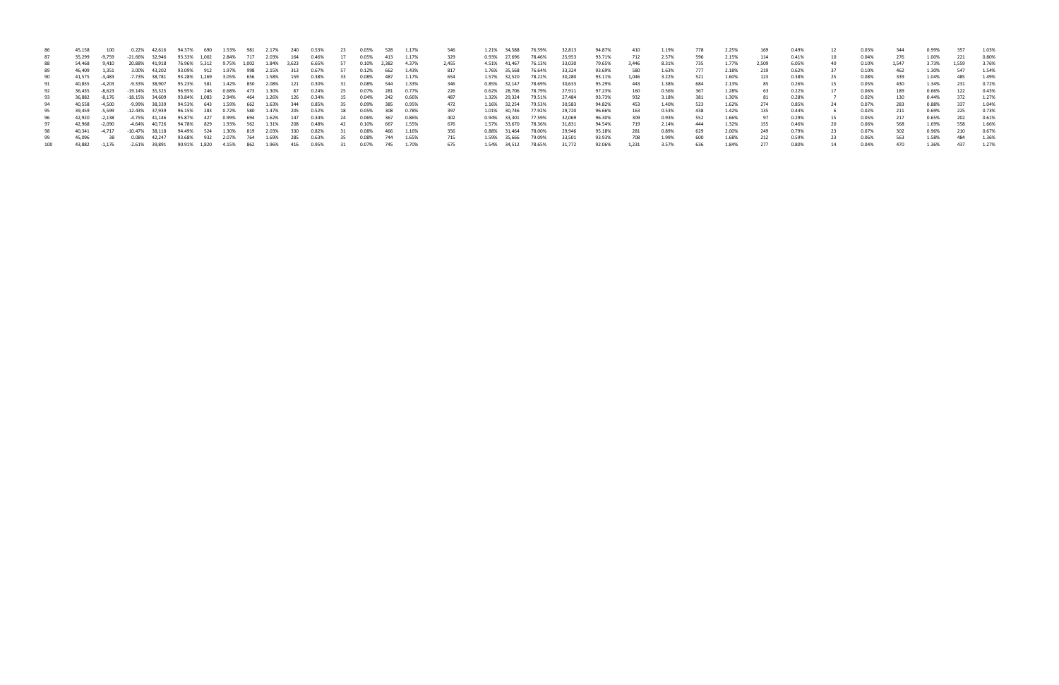| | | | | | | | | | | | | | | | | | | | | | | | | | | | | | | | | | | |
|---|---|---|---|---|---|---|---|---|---|---|---|---|---|---|---|---|---|---|---|---|---|---|---|---|---|---|---|---|---|---|---|---|---|---|
| 86 | 45,158 | 100 | 0.22% | 42,616 | 94.37% | 690 | 1.53% | 981 | 2.17% | 240 | 0.53% | 23 | 0.05% | 528 | 1.17% | 546 | 1.21% | 34,588 | 76.59% | 32,813 | 94.87% | 410 | 1.19% | 778 | 2.25% | 169 | 0.49% | 12 | 0.03% | 344 | 0.99% | 357 | 1.03% |
| 87 | 35,299 | -9,759 | -21.66% | 32,946 | 93.33% | 1,002 | 2.84% | 717 | 2.03% | 164 | 0.46% | 17 | 0.05% | 413 | 1.17% | 329 | 0.93% | 27,696 | 78.46% | 25,953 | 93.71% | 712 | 2.57% | 596 | 2.15% | 114 | 0.41% | 10 | 0.04% | 276 | 1.00% | 221 | 0.80% |
| 88 | 54,468 | 9,410 | 20.88% | 41,918 | 76.96% | 5,312 | 9.75% | 1,002 | 1.84% | 3,623 | 6.65% | 57 | 0.10% | 2,382 | 4.37% | 2,455 | 4.51% | 41,467 | 76.13% | 33,030 | 79.65% | 3,446 | 8.31% | 735 | 1.77% | 2,509 | 6.05% | 40 | 0.10% | 1,547 | 3.73% | 1,559 | 3.76% |
| 89 | 46,409 | 1,351 | 3.00% | 43,202 | 93.09% | 912 | 1.97% | 998 | 2.15% | 313 | 0.67% | 57 | 0.12% | 662 | 1.43% | 817 | 1.76% | 35,568 | 76.64% | 33,324 | 93.69% | 580 | 1.63% | 777 | 2.18% | 219 | 0.62% | 37 | 0.10% | 462 | 1.30% | 547 | 1.54% |
| 90 | 41,575 | -3,483 | -7.73% | 38,781 | 93.28% | 1,269 | 3.05% | 656 | 1.58% | 159 | 0.38% | 33 | 0.08% | 487 | 1.17% | 654 | 1.57% | 32,520 | 78.22% | 30,280 | 93.11% | 1,046 | 3.22% | 521 | 1.60% | 123 | 0.38% | 25 | 0.08% | 339 | 1.04% | 485 | 1.49% |
| 91 | 40,855 | -4,203 | -9.33% | 38,907 | 95.23% | 581 | 1.42% | 850 | 2.08% | 121 | 0.30% | 31 | 0.08% | 544 | 1.33% | 346 | 0.85% | 32,147 | 78.69% | 30,633 | 95.29% | 443 | 1.38% | 684 | 2.13% | 85 | 0.26% | 15 | 0.05% | 430 | 1.34% | 231 | 0.72% |
| 92 | 36,435 | -8,623 | -19.14% | 35,325 | 96.95% | 246 | 0.68% | 473 | 1.30% | 87 | 0.24% | 25 | 0.07% | 281 | 0.77% | 226 | 0.62% | 28,706 | 78.79% | 27,911 | 97.23% | 160 | 0.56% | 367 | 1.28% | 63 | 0.22% | 17 | 0.06% | 189 | 0.66% | 122 | 0.43% |
| 93 | 36,882 | -8,176 | -18.15% | 34,609 | 93.84% | 1,083 | 2.94% | 464 | 1.26% | 126 | 0.34% | 15 | 0.04% | 242 | 0.66% | 487 | 1.32% | 29,324 | 79.51% | 27,484 | 93.73% | 932 | 3.18% | 381 | 1.30% | 81 | 0.28% | 7 | 0.02% | 130 | 0.44% | 372 | 1.27% |
| 94 | 40,558 | -4,500 | -9.99% | 38,339 | 94.53% | 643 | 1.59% | 662 | 1.63% | 344 | 0.85% | 35 | 0.09% | 385 | 0.95% | 472 | 1.16% | 32,254 | 79.53% | 30,583 | 94.82% | 453 | 1.40% | 523 | 1.62% | 274 | 0.85% | 24 | 0.07% | 283 | 0.88% | 337 | 1.04% |
| 95 | 39,459 | -5,599 | -12.43% | 37,939 | 96.15% | 283 | 0.72% | 580 | 1.47% | 205 | 0.52% | 18 | 0.05% | 308 | 0.78% | 397 | 1.01% | 30,746 | 77.92% | 29,720 | 96.66% | 163 | 0.53% | 438 | 1.42% | 135 | 0.44% | 6 | 0.02% | 211 | 0.69% | 225 | 0.73% |
| 96 | 42,920 | -2,138 | -4.75% | 41,146 | 95.87% | 427 | 0.99% | 694 | 1.62% | 147 | 0.34% | 24 | 0.06% | 367 | 0.86% | 402 | 0.94% | 33,301 | 77.59% | 32,069 | 96.30% | 309 | 0.93% | 552 | 1.66% | 97 | 0.29% | 15 | 0.05% | 217 | 0.65% | 202 | 0.61% |
| 97 | 42,968 | -2,090 | -4.64% | 40,726 | 94.78% | 829 | 1.93% | 562 | 1.31% | 208 | 0.48% | 42 | 0.10% | 667 | 1.55% | 676 | 1.57% | 33,670 | 78.36% | 31,831 | 94.54% | 719 | 2.14% | 444 | 1.32% | 155 | 0.46% | 20 | 0.06% | 568 | 1.69% | 558 | 1.66% |
| 98 | 40,341 | -4,717 | -10.47% | 38,118 | 94.49% | 524 | 1.30% | 819 | 2.03% | 330 | 0.82% | 31 | 0.08% | 466 | 1.16% | 356 | 0.88% | 31,464 | 78.00% | 29,946 | 95.18% | 281 | 0.89% | 629 | 2.00% | 249 | 0.79% | 23 | 0.07% | 302 | 0.96% | 210 | 0.67% |
| 99 | 45,096 | 38 | 0.08% | 42,247 | 93.68% | 932 | 2.07% | 764 | 1.69% | 285 | 0.63% | 35 | 0.08% | 744 | 1.65% | 715 | 1.59% | 35,666 | 79.09% | 33,501 | 93.93% | 708 | 1.99% | 600 | 1.68% | 212 | 0.59% | 23 | 0.06% | 563 | 1.58% | 484 | 1.36% |
| 100 | 43,882 | -1,176 | -2.61% | 39,891 | 90.91% | 1,820 | 4.15% | 862 | 1.96% | 416 | 0.95% | 31 | 0.07% | 745 | 1.70% | 675 | 1.54% | 34,512 | 78.65% | 31,772 | 92.06% | 1,231 | 3.57% | 636 | 1.84% | 277 | 0.80% | 14 | 0.04% | 470 | 1.36% | 437 | 1.27% |